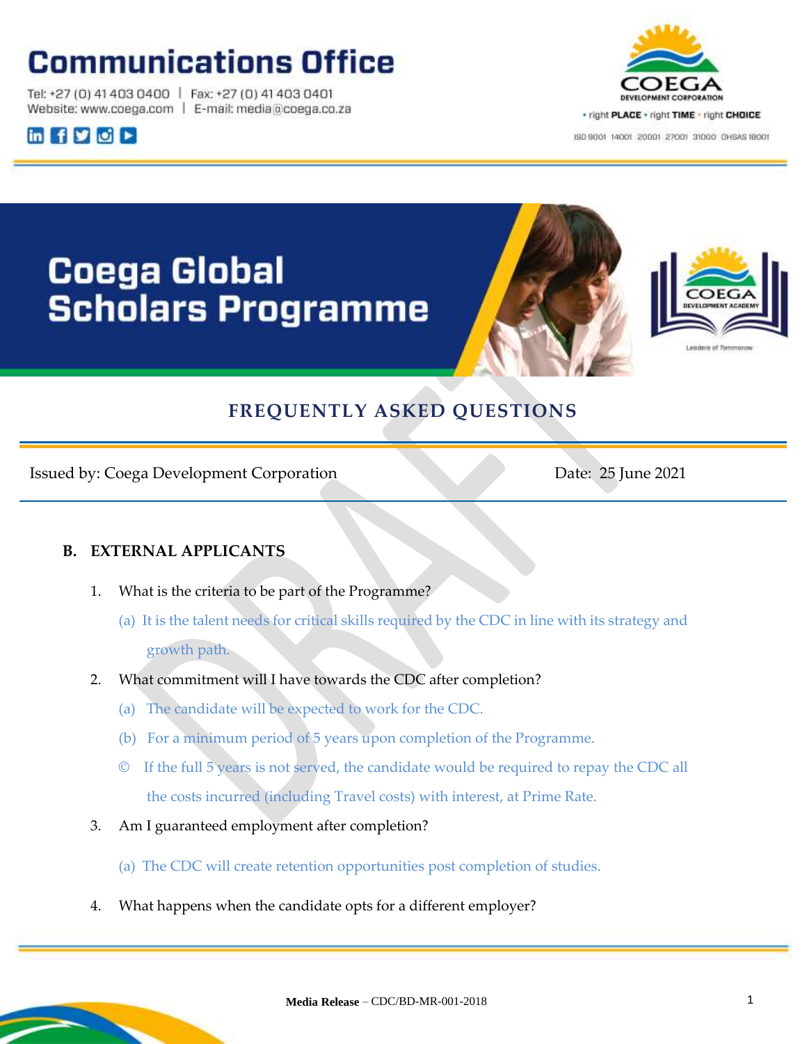# Communications Office

Tel: +27 (0) 41 403 0400 | Fax: +27 (0) 41 403 0401
Website: www.coega.com | E-mail: media@coega.co.za

COEGA DEVELOPMENT CORPORATION
• right PLACE • right TIME • right CHOICE
ISO 9001 14001 20001 27001 31000 OHSAS 18001

# Coega Global Scholars Programme

COEGA DEVELOPMENT ACADEMY
Leaders of Tomorrow

## FREQUENTLY ASKED QUESTIONS

Issued by: Coega Development Corporation — Date: 25 June 2021

### B. EXTERNAL APPLICANTS

1. What is the criteria to be part of the Programme?

   (a) It is the talent needs for critical skills required by the CDC in line with its strategy and growth path.

2. What commitment will I have towards the CDC after completion?

   (a) The candidate will be expected to work for the CDC.

   (b) For a minimum period of 5 years upon completion of the Programme.

   © If the full 5 years is not served, the candidate would be required to repay the CDC all the costs incurred (including Travel costs) with interest, at Prime Rate.

3. Am I guaranteed employment after completion?

   (a) The CDC will create retention opportunities post completion of studies.

4. What happens when the candidate opts for a different employer?

**Media Release** – CDC/BD-MR-001-2018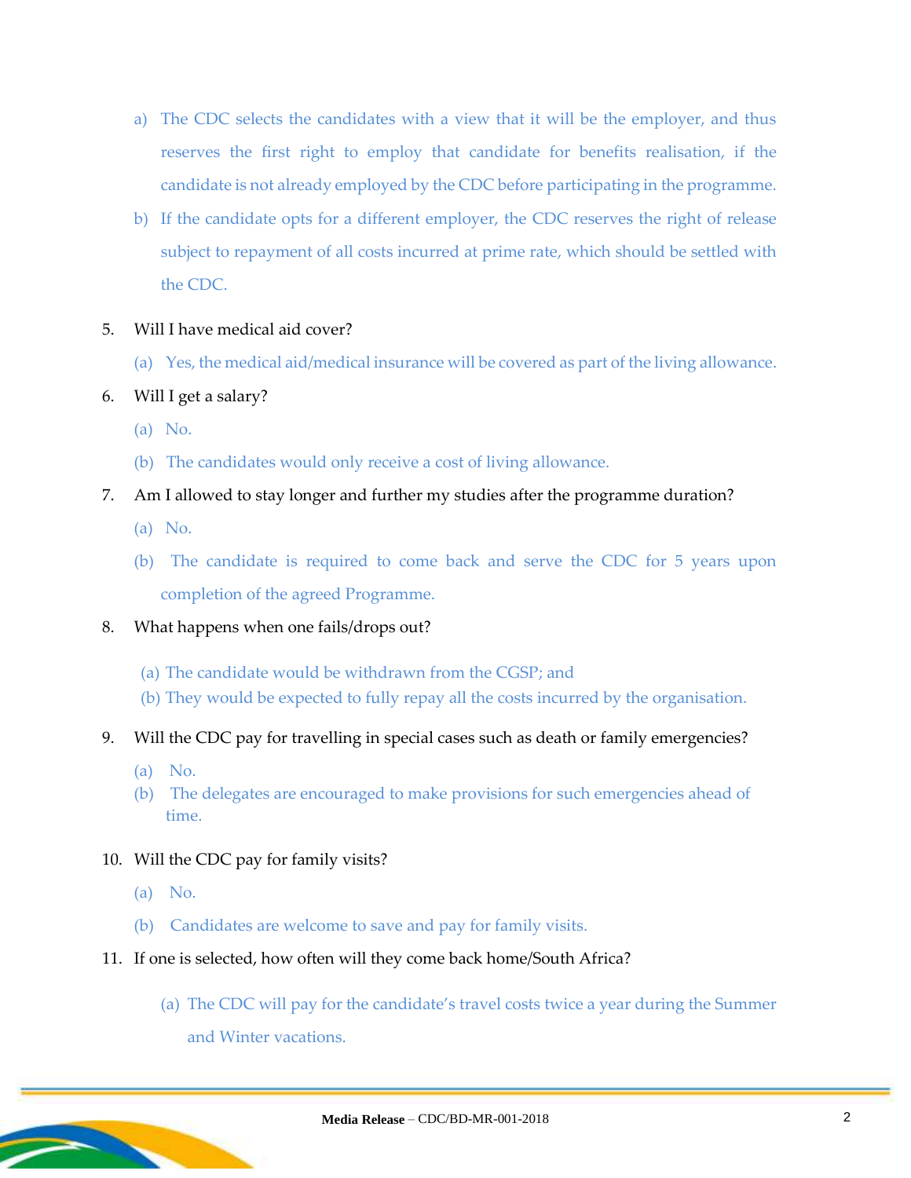a) The CDC selects the candidates with a view that it will be the employer, and thus reserves the first right to employ that candidate for benefits realisation, if the candidate is not already employed by the CDC before participating in the programme.

b) If the candidate opts for a different employer, the CDC reserves the right of release subject to repayment of all costs incurred at prime rate, which should be settled with the CDC.

5. Will I have medical aid cover?

   (a) Yes, the medical aid/medical insurance will be covered as part of the living allowance.

6. Will I get a salary?

   (a) No.

   (b) The candidates would only receive a cost of living allowance.

7. Am I allowed to stay longer and further my studies after the programme duration?

   (a) No.

   (b) The candidate is required to come back and serve the CDC for 5 years upon completion of the agreed Programme.

8. What happens when one fails/drops out?

   (a) The candidate would be withdrawn from the CGSP; and

   (b) They would be expected to fully repay all the costs incurred by the organisation.

9. Will the CDC pay for travelling in special cases such as death or family emergencies?

   (a) No.

   (b) The delegates are encouraged to make provisions for such emergencies ahead of time.

10. Will the CDC pay for family visits?

    (a) No.

    (b) Candidates are welcome to save and pay for family visits.

11. If one is selected, how often will they come back home/South Africa?

    (a) The CDC will pay for the candidate's travel costs twice a year during the Summer and Winter vacations.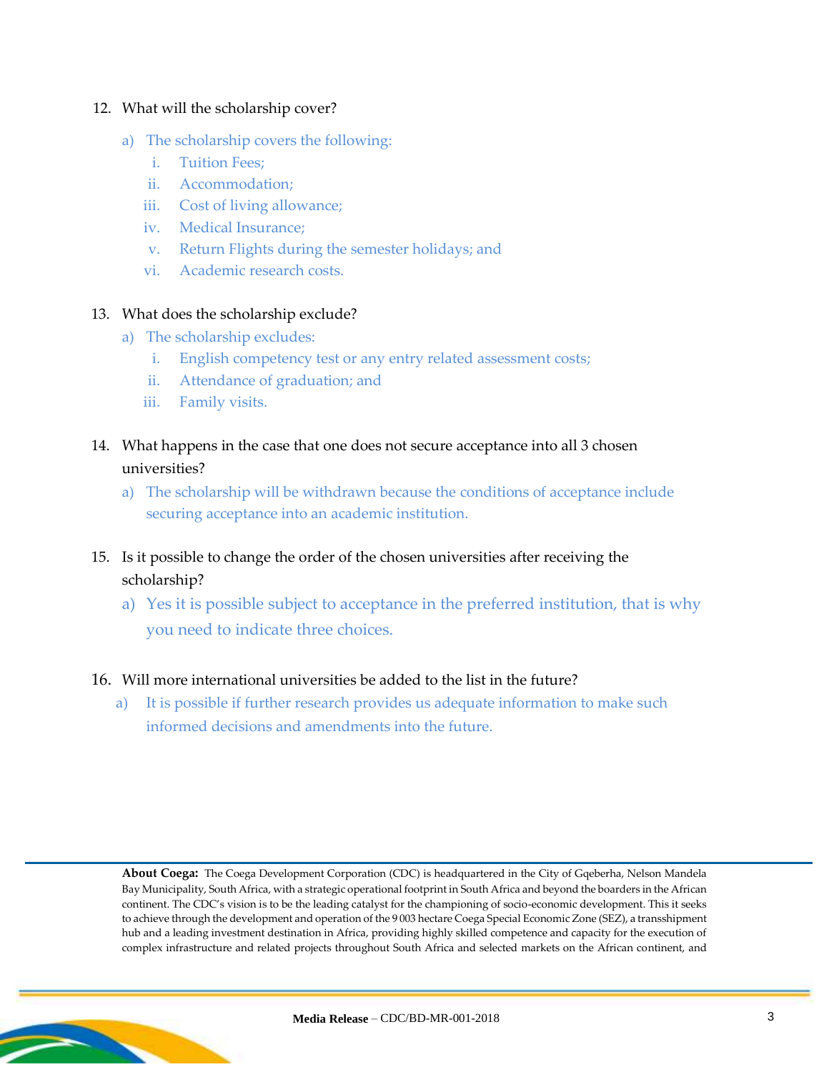12. What will the scholarship cover?

    a) The scholarship covers the following:

        i. Tuition Fees;
        ii. Accommodation;
        iii. Cost of living allowance;
        iv. Medical Insurance;
        v. Return Flights during the semester holidays; and
        vi. Academic research costs.

13. What does the scholarship exclude?

    a) The scholarship excludes:

        i. English competency test or any entry related assessment costs;
        ii. Attendance of graduation; and
        iii. Family visits.

14. What happens in the case that one does not secure acceptance into all 3 chosen universities?

    a) The scholarship will be withdrawn because the conditions of acceptance include securing acceptance into an academic institution.

15. Is it possible to change the order of the chosen universities after receiving the scholarship?

    a) Yes it is possible subject to acceptance in the preferred institution, that is why you need to indicate three choices.

16. Will more international universities be added to the list in the future?

    a) It is possible if further research provides us adequate information to make such informed decisions and amendments into the future.

**About Coega:** The Coega Development Corporation (CDC) is headquartered in the City of Gqeberha, Nelson Mandela Bay Municipality, South Africa, with a strategic operational footprint in South Africa and beyond the boarders in the African continent. The CDC's vision is to be the leading catalyst for the championing of socio-economic development. This it seeks to achieve through the development and operation of the 9 003 hectare Coega Special Economic Zone (SEZ), a transshipment hub and a leading investment destination in Africa, providing highly skilled competence and capacity for the execution of complex infrastructure and related projects throughout South Africa and selected markets on the African continent, and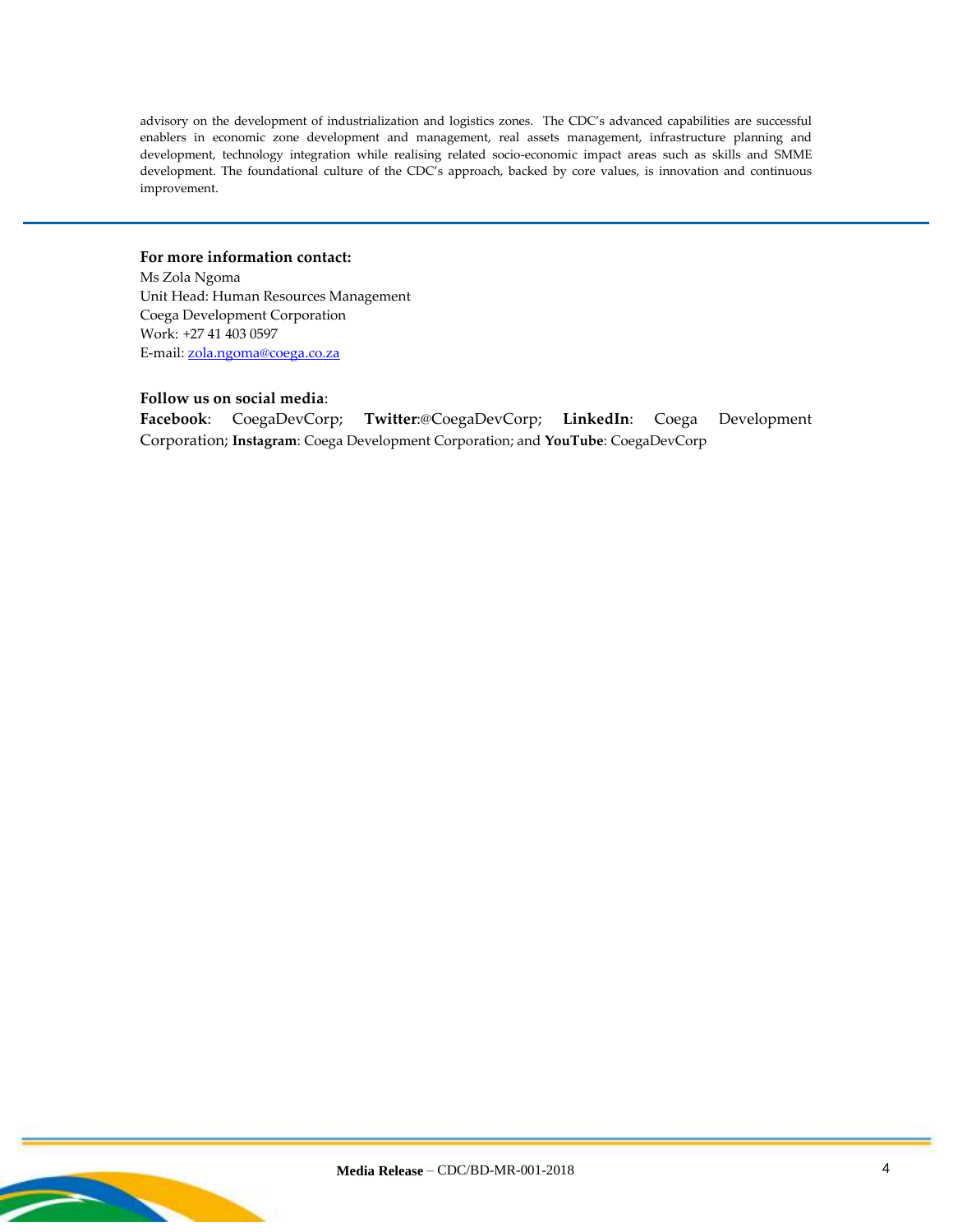advisory on the development of industrialization and logistics zones. The CDC's advanced capabilities are successful enablers in economic zone development and management, real assets management, infrastructure planning and development, technology integration while realising related socio-economic impact areas such as skills and SMME development. The foundational culture of the CDC's approach, backed by core values, is innovation and continuous improvement.

---

**For more information contact:**
Ms Zola Ngoma
Unit Head: Human Resources Management
Coega Development Corporation
Work: +27 41 403 0597
E-mail: zola.ngoma@coega.co.za

**Follow us on social media**:
**Facebook**: CoegaDevCorp; **Twitter**:@CoegaDevCorp; **LinkedIn**: Coega Development Corporation; **Instagram**: Coega Development Corporation; and **YouTube**: CoegaDevCorp